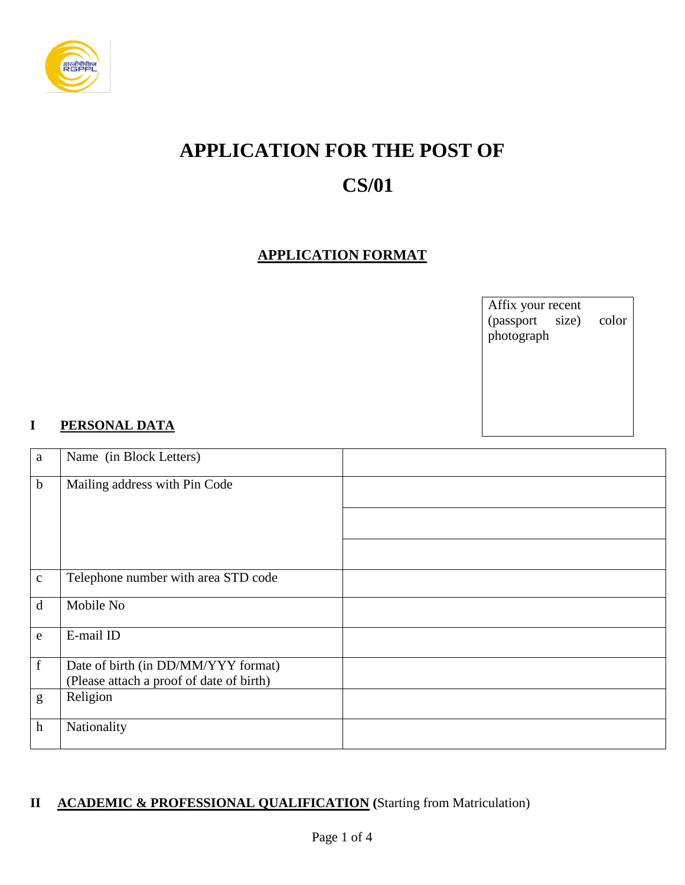# APPLICATION FOR THE POST OF

# CS/01

## APPLICATION FORMAT

Affix your recent (passport size) color photograph

**I PERSONAL DATA**

| | | |
|---|---|---|
| a | Name (in Block Letters) | |
| b | Mailing address with Pin Code | |
| | | |
| | | |
| c | Telephone number with area STD code | |
| d | Mobile No | |
| e | E-mail ID | |
| f | Date of birth (in DD/MM/YYY format) (Please attach a proof of date of birth) | |
| g | Religion | |
| h | Nationality | |

**II ACADEMIC & PROFESSIONAL QUALIFICATION (**Starting from Matriculation)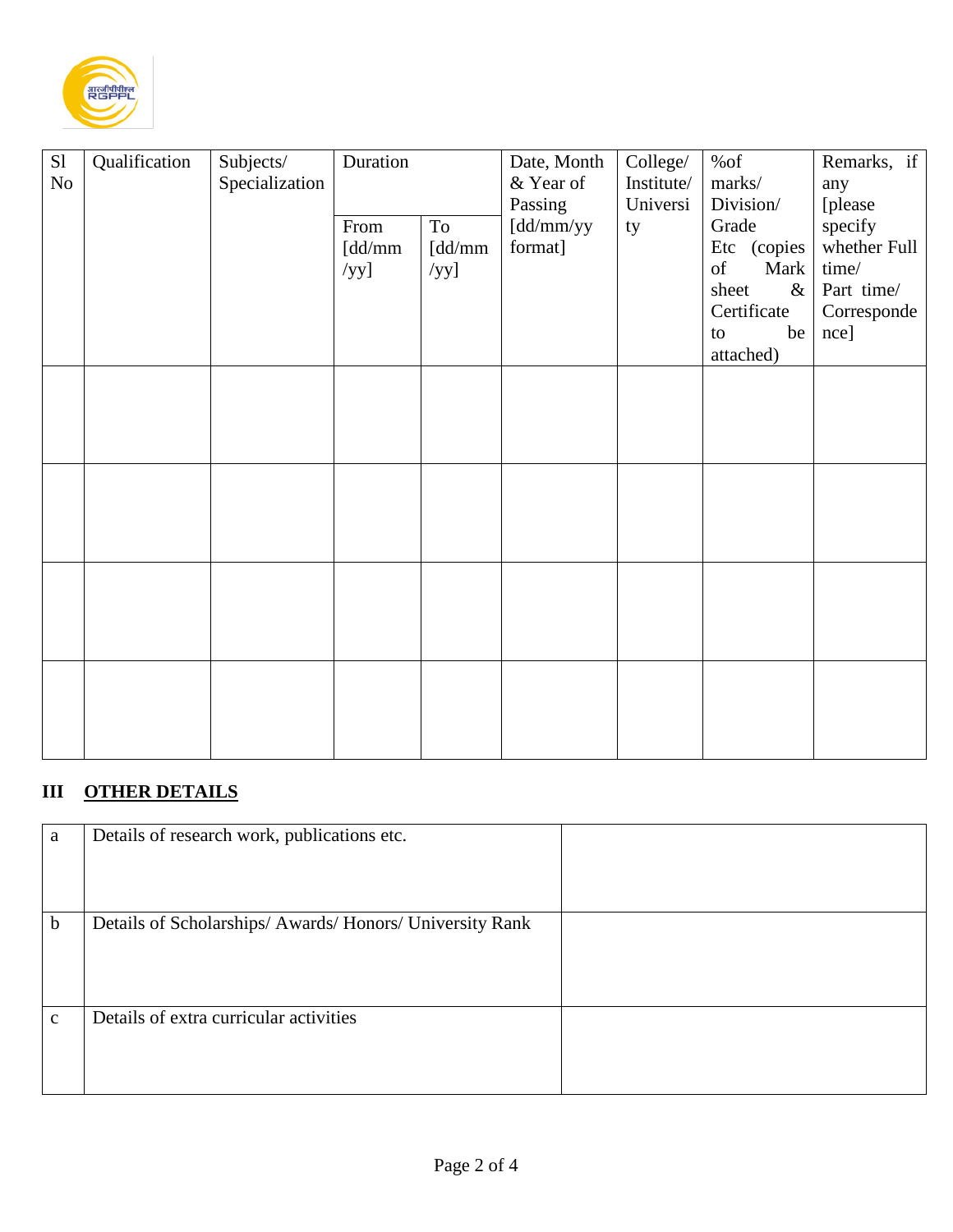| Sl No | Qualification | Subjects/ Specialization | Duration | | Date, Month & Year of Passing [dd/mm/yy format] | College/ Institute/ University | %of marks/ Division/ Grade Etc (copies of Mark sheet & Certificate to be attached) | Remarks, if any [please specify whether Full time/ Part time/ Correspondence] |
|---|---|---|---|---|---|---|---|---|
| | | | From [dd/mm/yy] | To [dd/mm/yy] | | | | |
| | | | | | | | | |
| | | | | | | | | |
| | | | | | | | | |
| | | | | | | | | |

**III <u>OTHER DETAILS</u>**

| | | |
|---|---|---|
| a | Details of research work, publications etc. | |
| b | Details of Scholarships/ Awards/ Honors/ University Rank | |
| c | Details of extra curricular activities | |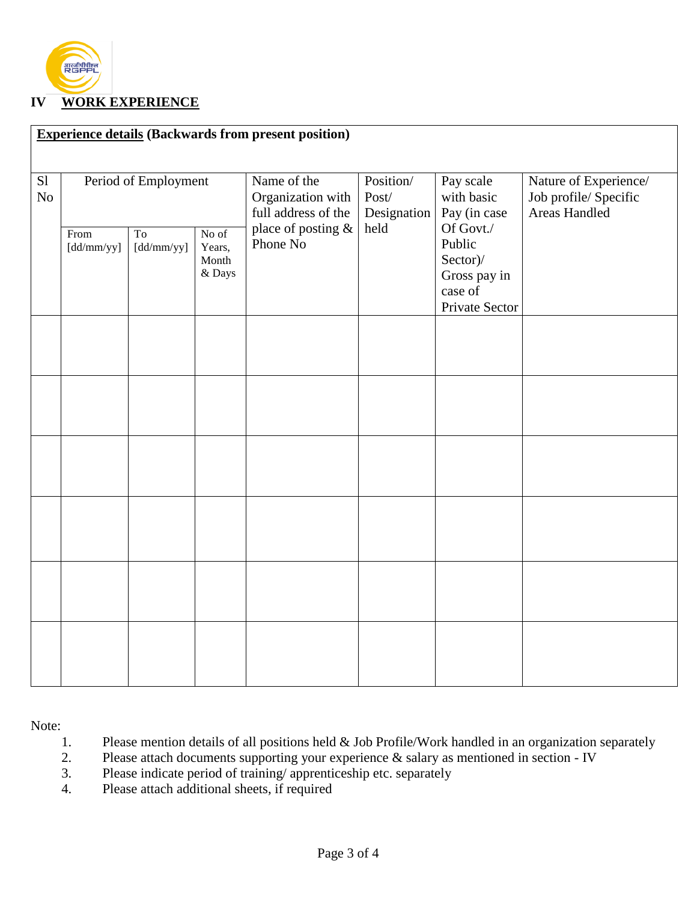## IV WORK EXPERIENCE

**Experience details (Backwards from present position)**

| Sl No | Period of Employment | | | Name of the Organization with full address of the place of posting & Phone No | Position/ Post/ Designation held | Pay scale with basic Pay (in case Of Govt./ Public Sector)/ Gross pay in case of Private Sector | Nature of Experience/ Job profile/ Specific Areas Handled |
|---|---|---|---|---|---|---|---|
| | From [dd/mm/yy] | To [dd/mm/yy] | No of Years, Month & Days | | | | |
| | | | | | | | |
| | | | | | | | |
| | | | | | | | |
| | | | | | | | |
| | | | | | | | |
| | | | | | | | |

Note:

1. Please mention details of all positions held & Job Profile/Work handled in an organization separately
2. Please attach documents supporting your experience & salary as mentioned in section - IV
3. Please indicate period of training/ apprenticeship etc. separately
4. Please attach additional sheets, if required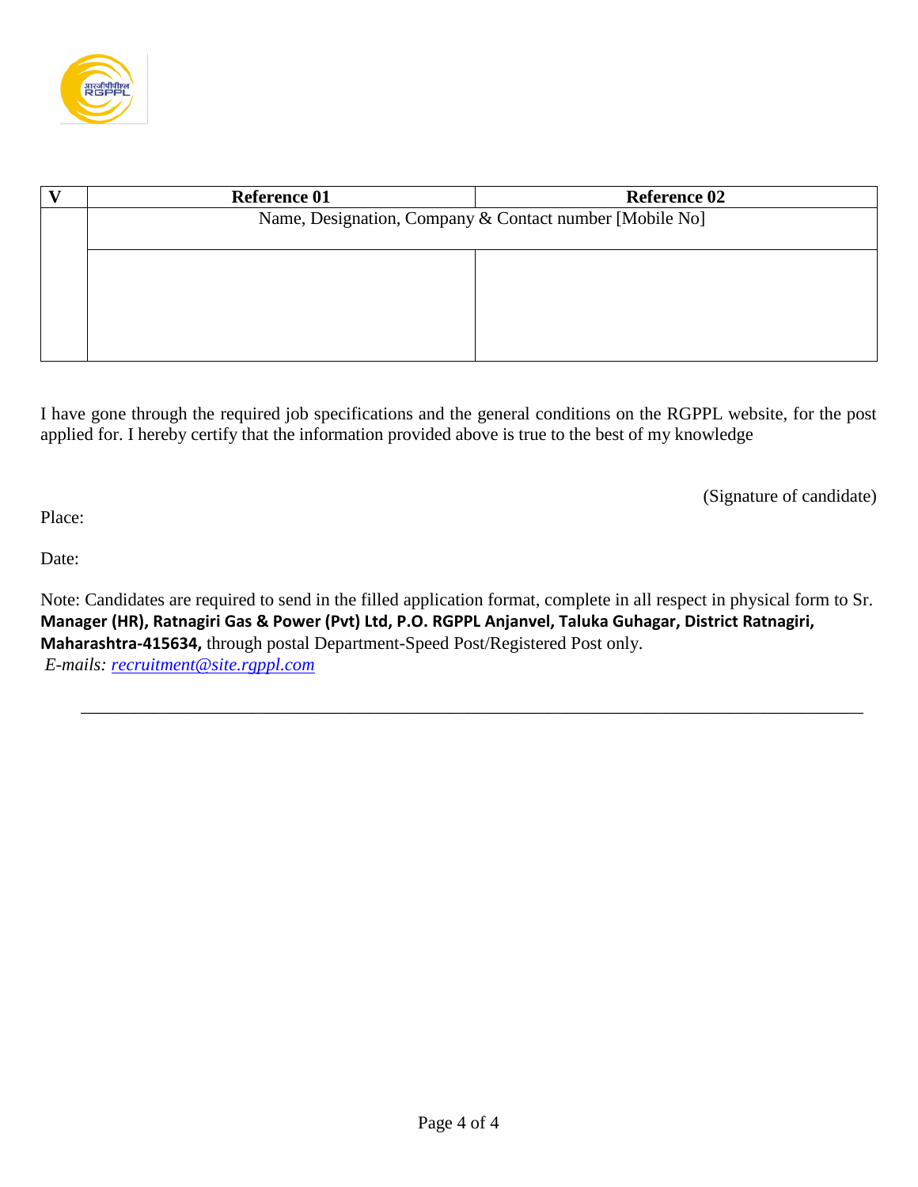| V | Reference 01 | Reference 02 |
|---|---|---|
| | Name, Designation, Company & Contact number [Mobile No] | |
| | | |

I have gone through the required job specifications and the general conditions on the RGPPL website, for the post applied for. I hereby certify that the information provided above is true to the best of my knowledge

(Signature of candidate)

Place:

Date:

Note: Candidates are required to send in the filled application format, complete in all respect in physical form to Sr. **Manager (HR), Ratnagiri Gas & Power (Pvt) Ltd, P.O. RGPPL Anjanvel, Taluka Guhagar, District Ratnagiri, Maharashtra-415634,** through postal Department-Speed Post/Registered Post only.

*E-mails: recruitment@site.rgppl.com*

---